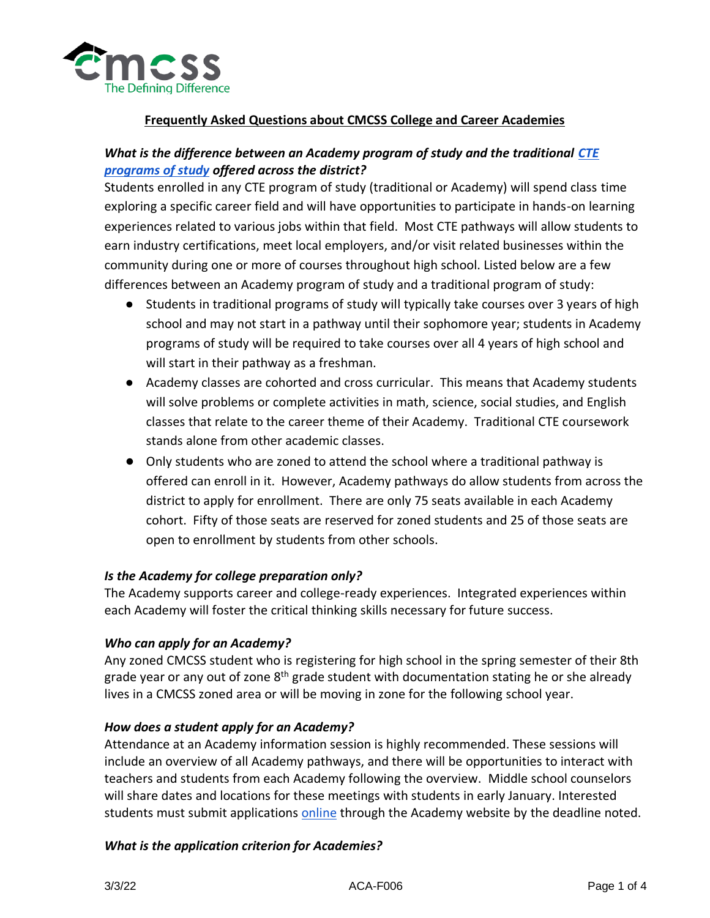**Frequently Asked Questions about CMCSS College and Career Academies**

***What is the difference between an Academy program of study and the traditional CTE programs of study offered across the district?***

Students enrolled in any CTE program of study (traditional or Academy) will spend class time exploring a specific career field and will have opportunities to participate in hands-on learning experiences related to various jobs within that field. Most CTE pathways will allow students to earn industry certifications, meet local employers, and/or visit related businesses within the community during one or more of courses throughout high school. Listed below are a few differences between an Academy program of study and a traditional program of study:

- Students in traditional programs of study will typically take courses over 3 years of high school and may not start in a pathway until their sophomore year; students in Academy programs of study will be required to take courses over all 4 years of high school and will start in their pathway as a freshman.
- Academy classes are cohorted and cross curricular. This means that Academy students will solve problems or complete activities in math, science, social studies, and English classes that relate to the career theme of their Academy. Traditional CTE coursework stands alone from other academic classes.
- Only students who are zoned to attend the school where a traditional pathway is offered can enroll in it. However, Academy pathways do allow students from across the district to apply for enrollment. There are only 75 seats available in each Academy cohort. Fifty of those seats are reserved for zoned students and 25 of those seats are open to enrollment by students from other schools.

***Is the Academy for college preparation only?***

The Academy supports career and college-ready experiences. Integrated experiences within each Academy will foster the critical thinking skills necessary for future success.

***Who can apply for an Academy?***

Any zoned CMCSS student who is registering for high school in the spring semester of their 8th grade year or any out of zone 8th grade student with documentation stating he or she already lives in a CMCSS zoned area or will be moving in zone for the following school year.

***How does a student apply for an Academy?***

Attendance at an Academy information session is highly recommended. These sessions will include an overview of all Academy pathways, and there will be opportunities to interact with teachers and students from each Academy following the overview. Middle school counselors will share dates and locations for these meetings with students in early January. Interested students must submit applications online through the Academy website by the deadline noted.

***What is the application criterion for Academies?***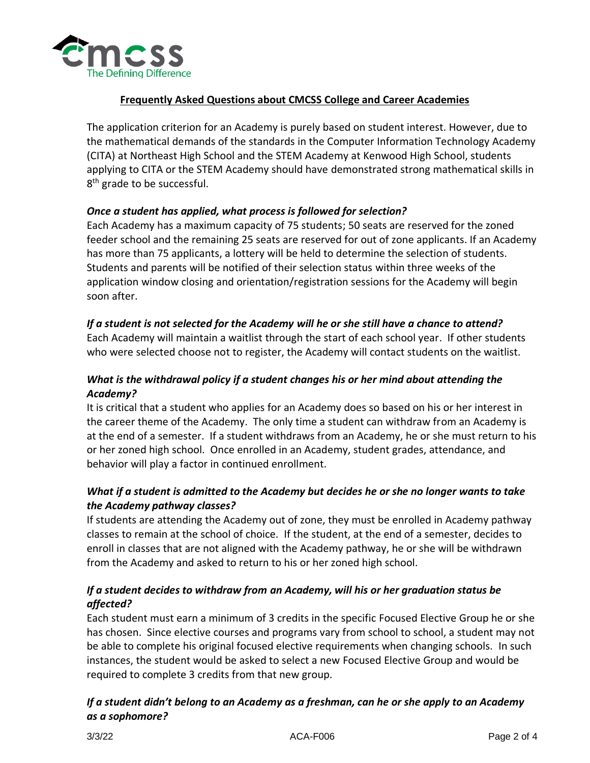## Frequently Asked Questions about CMCSS College and Career Academies

The application criterion for an Academy is purely based on student interest. However, due to the mathematical demands of the standards in the Computer Information Technology Academy (CITA) at Northeast High School and the STEM Academy at Kenwood High School, students applying to CITA or the STEM Academy should have demonstrated strong mathematical skills in 8th grade to be successful.

### *Once a student has applied, what process is followed for selection?*

Each Academy has a maximum capacity of 75 students; 50 seats are reserved for the zoned feeder school and the remaining 25 seats are reserved for out of zone applicants. If an Academy has more than 75 applicants, a lottery will be held to determine the selection of students. Students and parents will be notified of their selection status within three weeks of the application window closing and orientation/registration sessions for the Academy will begin soon after.

### *If a student is not selected for the Academy will he or she still have a chance to attend?*

Each Academy will maintain a waitlist through the start of each school year. If other students who were selected choose not to register, the Academy will contact students on the waitlist.

### *What is the withdrawal policy if a student changes his or her mind about attending the Academy?*

It is critical that a student who applies for an Academy does so based on his or her interest in the career theme of the Academy. The only time a student can withdraw from an Academy is at the end of a semester. If a student withdraws from an Academy, he or she must return to his or her zoned high school. Once enrolled in an Academy, student grades, attendance, and behavior will play a factor in continued enrollment.

### *What if a student is admitted to the Academy but decides he or she no longer wants to take the Academy pathway classes?*

If students are attending the Academy out of zone, they must be enrolled in Academy pathway classes to remain at the school of choice. If the student, at the end of a semester, decides to enroll in classes that are not aligned with the Academy pathway, he or she will be withdrawn from the Academy and asked to return to his or her zoned high school.

### *If a student decides to withdraw from an Academy, will his or her graduation status be affected?*

Each student must earn a minimum of 3 credits in the specific Focused Elective Group he or she has chosen. Since elective courses and programs vary from school to school, a student may not be able to complete his original focused elective requirements when changing schools. In such instances, the student would be asked to select a new Focused Elective Group and would be required to complete 3 credits from that new group.

### *If a student didn't belong to an Academy as a freshman, can he or she apply to an Academy as a sophomore?*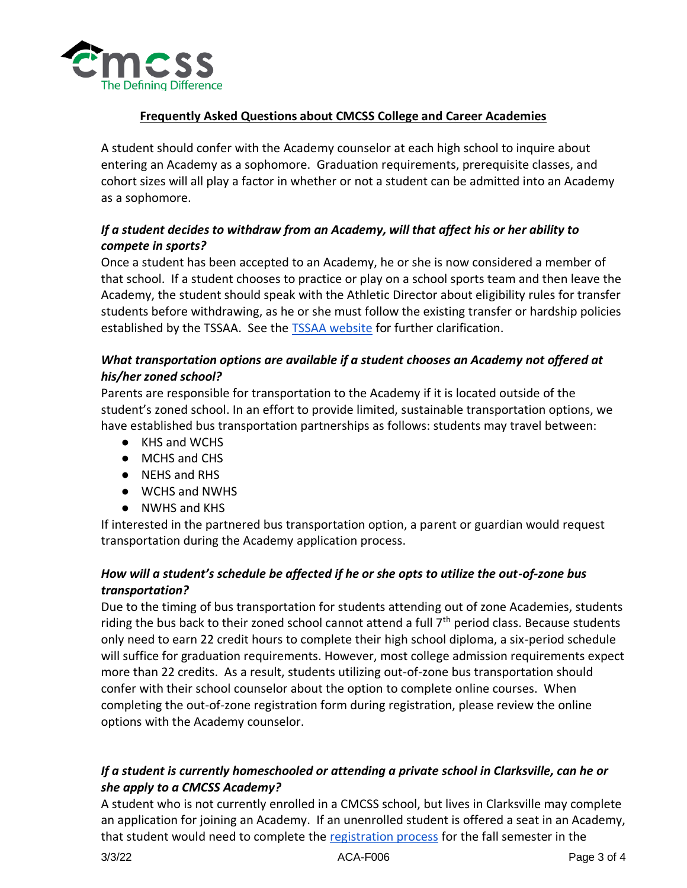## Frequently Asked Questions about CMCSS College and Career Academies

A student should confer with the Academy counselor at each high school to inquire about entering an Academy as a sophomore. Graduation requirements, prerequisite classes, and cohort sizes will all play a factor in whether or not a student can be admitted into an Academy as a sophomore.

### *If a student decides to withdraw from an Academy, will that affect his or her ability to compete in sports?*

Once a student has been accepted to an Academy, he or she is now considered a member of that school. If a student chooses to practice or play on a school sports team and then leave the Academy, the student should speak with the Athletic Director about eligibility rules for transfer students before withdrawing, as he or she must follow the existing transfer or hardship policies established by the TSSAA. See the [TSSAA website] for further clarification.

### *What transportation options are available if a student chooses an Academy not offered at his/her zoned school?*

Parents are responsible for transportation to the Academy if it is located outside of the student's zoned school. In an effort to provide limited, sustainable transportation options, we have established bus transportation partnerships as follows: students may travel between:

- KHS and WCHS
- MCHS and CHS
- NEHS and RHS
- WCHS and NWHS
- NWHS and KHS

If interested in the partnered bus transportation option, a parent or guardian would request transportation during the Academy application process.

### *How will a student's schedule be affected if he or she opts to utilize the out-of-zone bus transportation?*

Due to the timing of bus transportation for students attending out of zone Academies, students riding the bus back to their zoned school cannot attend a full 7th period class. Because students only need to earn 22 credit hours to complete their high school diploma, a six-period schedule will suffice for graduation requirements. However, most college admission requirements expect more than 22 credits. As a result, students utilizing out-of-zone bus transportation should confer with their school counselor about the option to complete online courses. When completing the out-of-zone registration form during registration, please review the online options with the Academy counselor.

### *If a student is currently homeschooled or attending a private school in Clarksville, can he or she apply to a CMCSS Academy?*

A student who is not currently enrolled in a CMCSS school, but lives in Clarksville may complete an application for joining an Academy. If an unenrolled student is offered a seat in an Academy, that student would need to complete the [registration process] for the fall semester in the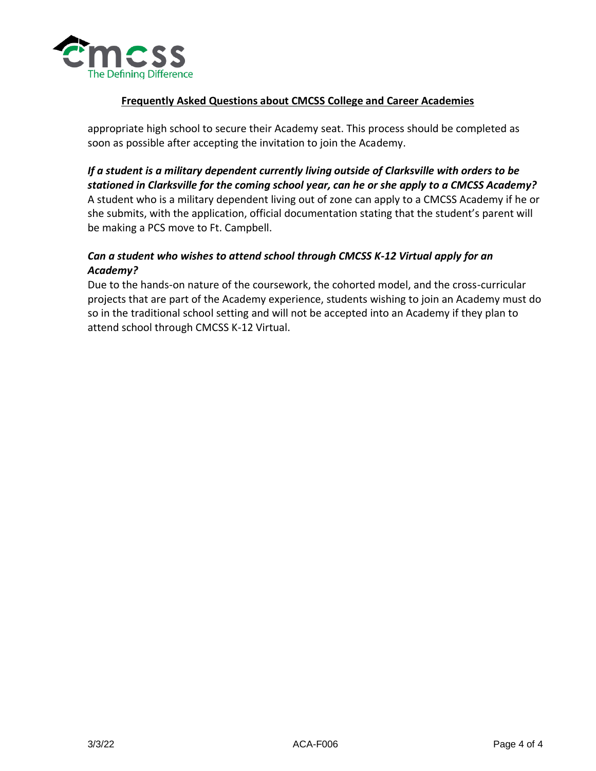**Frequently Asked Questions about CMCSS College and Career Academies**

appropriate high school to secure their Academy seat. This process should be completed as soon as possible after accepting the invitation to join the Academy.

***If a student is a military dependent currently living outside of Clarksville with orders to be stationed in Clarksville for the coming school year, can he or she apply to a CMCSS Academy?***

A student who is a military dependent living out of zone can apply to a CMCSS Academy if he or she submits, with the application, official documentation stating that the student's parent will be making a PCS move to Ft. Campbell.

***Can a student who wishes to attend school through CMCSS K-12 Virtual apply for an Academy?***

Due to the hands-on nature of the coursework, the cohorted model, and the cross-curricular projects that are part of the Academy experience, students wishing to join an Academy must do so in the traditional school setting and will not be accepted into an Academy if they plan to attend school through CMCSS K-12 Virtual.